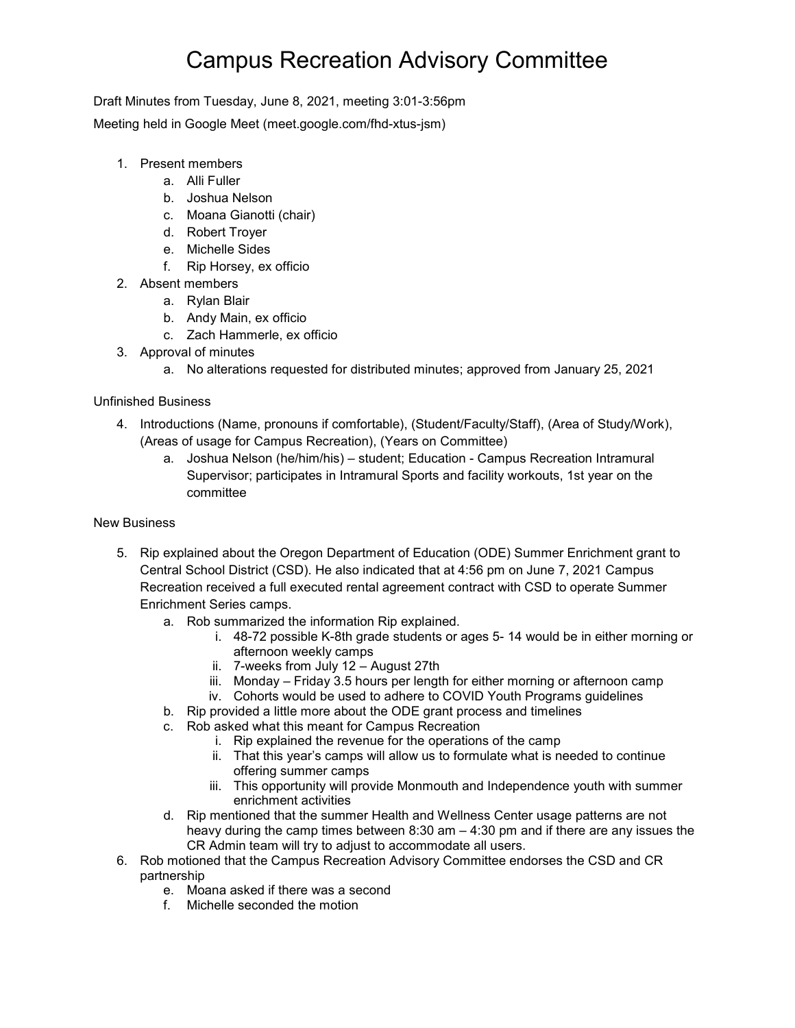# Campus Recreation Advisory Committee

Draft Minutes from Tuesday, June 8, 2021, meeting 3:01-3:56pm

Meeting held in Google Meet (meet.google.com/fhd-xtus-jsm)

1. Present members
    a. Alli Fuller
    b. Joshua Nelson
    c. Moana Gianotti (chair)
    d. Robert Troyer
    e. Michelle Sides
    f. Rip Horsey, ex officio
2. Absent members
    a. Rylan Blair
    b. Andy Main, ex officio
    c. Zach Hammerle, ex officio
3. Approval of minutes
    a. No alterations requested for distributed minutes; approved from January 25, 2021

Unfinished Business

4. Introductions (Name, pronouns if comfortable), (Student/Faculty/Staff), (Area of Study/Work), (Areas of usage for Campus Recreation), (Years on Committee)
    a. Joshua Nelson (he/him/his) – student; Education - Campus Recreation Intramural Supervisor; participates in Intramural Sports and facility workouts, 1st year on the committee

New Business

5. Rip explained about the Oregon Department of Education (ODE) Summer Enrichment grant to Central School District (CSD). He also indicated that at 4:56 pm on June 7, 2021 Campus Recreation received a full executed rental agreement contract with CSD to operate Summer Enrichment Series camps.
    a. Rob summarized the information Rip explained.
        i. 48-72 possible K-8th grade students or ages 5- 14 would be in either morning or afternoon weekly camps
        ii. 7-weeks from July 12 – August 27th
        iii. Monday – Friday 3.5 hours per length for either morning or afternoon camp
        iv. Cohorts would be used to adhere to COVID Youth Programs guidelines
    b. Rip provided a little more about the ODE grant process and timelines
    c. Rob asked what this meant for Campus Recreation
        i. Rip explained the revenue for the operations of the camp
        ii. That this year's camps will allow us to formulate what is needed to continue offering summer camps
        iii. This opportunity will provide Monmouth and Independence youth with summer enrichment activities
    d. Rip mentioned that the summer Health and Wellness Center usage patterns are not heavy during the camp times between 8:30 am – 4:30 pm and if there are any issues the CR Admin team will try to adjust to accommodate all users.
6. Rob motioned that the Campus Recreation Advisory Committee endorses the CSD and CR partnership
    e. Moana asked if there was a second
    f. Michelle seconded the motion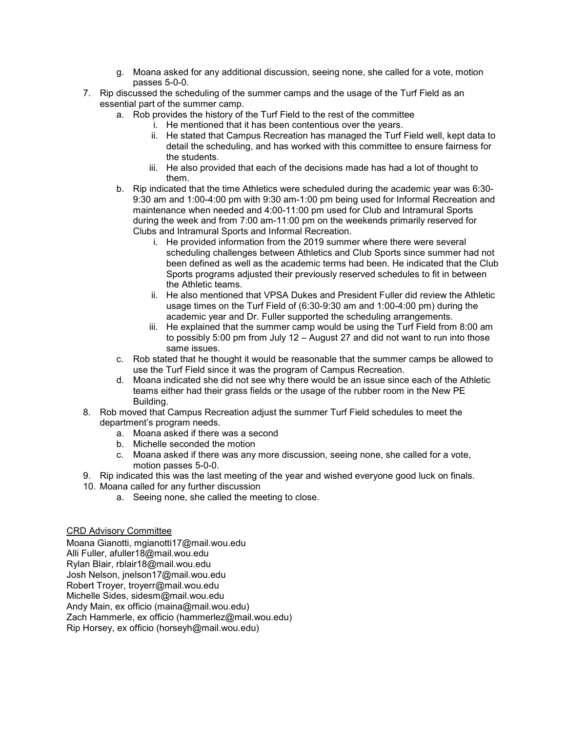g. Moana asked for any additional discussion, seeing none, she called for a vote, motion passes 5-0-0.

7. Rip discussed the scheduling of the summer camps and the usage of the Turf Field as an essential part of the summer camp.
   a. Rob provides the history of the Turf Field to the rest of the committee
      i. He mentioned that it has been contentious over the years.
      ii. He stated that Campus Recreation has managed the Turf Field well, kept data to detail the scheduling, and has worked with this committee to ensure fairness for the students.
      iii. He also provided that each of the decisions made has had a lot of thought to them.
   b. Rip indicated that the time Athletics were scheduled during the academic year was 6:30-9:30 am and 1:00-4:00 pm with 9:30 am-1:00 pm being used for Informal Recreation and maintenance when needed and 4:00-11:00 pm used for Club and Intramural Sports during the week and from 7:00 am-11:00 pm on the weekends primarily reserved for Clubs and Intramural Sports and Informal Recreation.
      i. He provided information from the 2019 summer where there were several scheduling challenges between Athletics and Club Sports since summer had not been defined as well as the academic terms had been. He indicated that the Club Sports programs adjusted their previously reserved schedules to fit in between the Athletic teams.
      ii. He also mentioned that VPSA Dukes and President Fuller did review the Athletic usage times on the Turf Field of (6:30-9:30 am and 1:00-4:00 pm) during the academic year and Dr. Fuller supported the scheduling arrangements.
      iii. He explained that the summer camp would be using the Turf Field from 8:00 am to possibly 5:00 pm from July 12 – August 27 and did not want to run into those same issues.
   c. Rob stated that he thought it would be reasonable that the summer camps be allowed to use the Turf Field since it was the program of Campus Recreation.
   d. Moana indicated she did not see why there would be an issue since each of the Athletic teams either had their grass fields or the usage of the rubber room in the New PE Building.
8. Rob moved that Campus Recreation adjust the summer Turf Field schedules to meet the department's program needs.
   a. Moana asked if there was a second
   b. Michelle seconded the motion
   c. Moana asked if there was any more discussion, seeing none, she called for a vote, motion passes 5-0-0.
9. Rip indicated this was the last meeting of the year and wished everyone good luck on finals.
10. Moana called for any further discussion
    a. Seeing none, she called the meeting to close.

<u>CRD Advisory Committee</u>

Moana Gianotti, mgianotti17@mail.wou.edu
Alli Fuller, afuller18@mail.wou.edu
Rylan Blair, rblair18@mail.wou.edu
Josh Nelson, jnelson17@mail.wou.edu
Robert Troyer, troyerr@mail.wou.edu
Michelle Sides, sidesm@mail.wou.edu
Andy Main, ex officio (maina@mail.wou.edu)
Zach Hammerle, ex officio (hammerlez@mail.wou.edu)
Rip Horsey, ex officio (horseyh@mail.wou.edu)